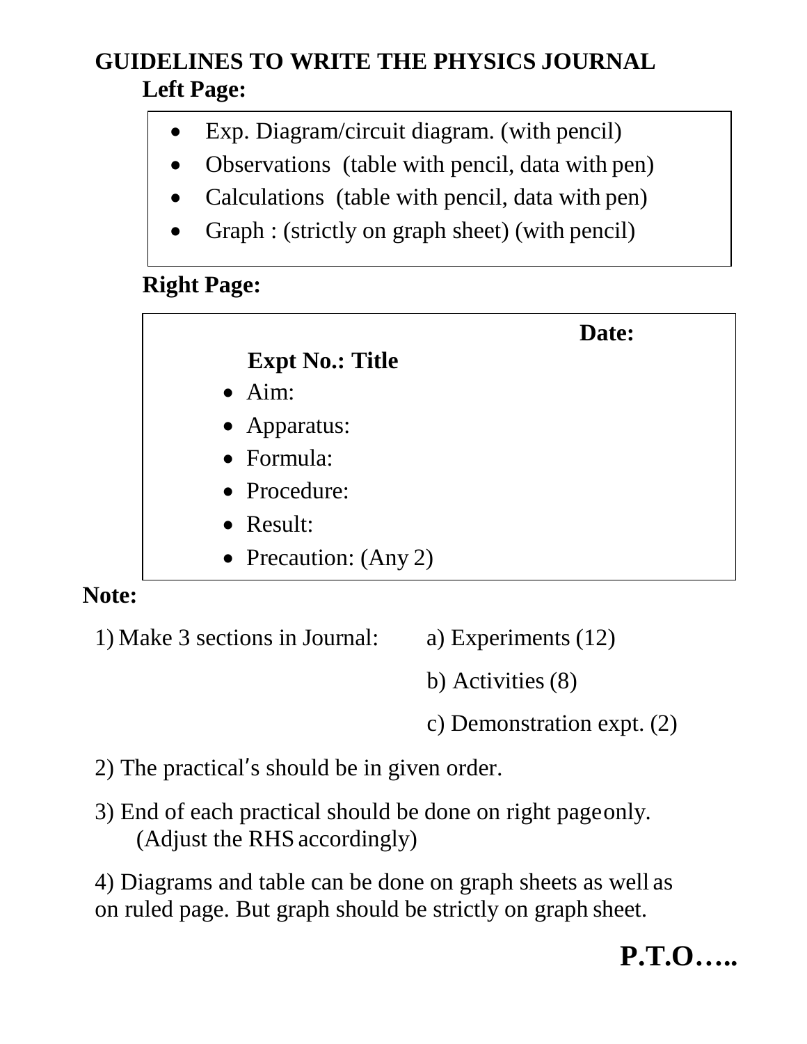# GUIDELINES TO WRITE THE PHYSICS JOURNAL

## Left Page:

- Exp. Diagram/circuit diagram. (with pencil)
- Observations (table with pencil, data with pen)
- Calculations (table with pencil, data with pen)
- Graph : (strictly on graph sheet) (with pencil)

## Right Page:

**Date:**

**Expt No.: Title**

- Aim:
- Apparatus:
- Formula:
- Procedure:
- Result:
- Precaution: (Any 2)

**Note:**

1) Make 3 sections in Journal:
   a) Experiments (12)
   b) Activities (8)
   c) Demonstration expt. (2)

2) The practical's should be in given order.

3) End of each practical should be done on right page only.
   (Adjust the RHS accordingly)

4) Diagrams and table can be done on graph sheets as well as on ruled page. But graph should be strictly on graph sheet.

**P.T.O…..**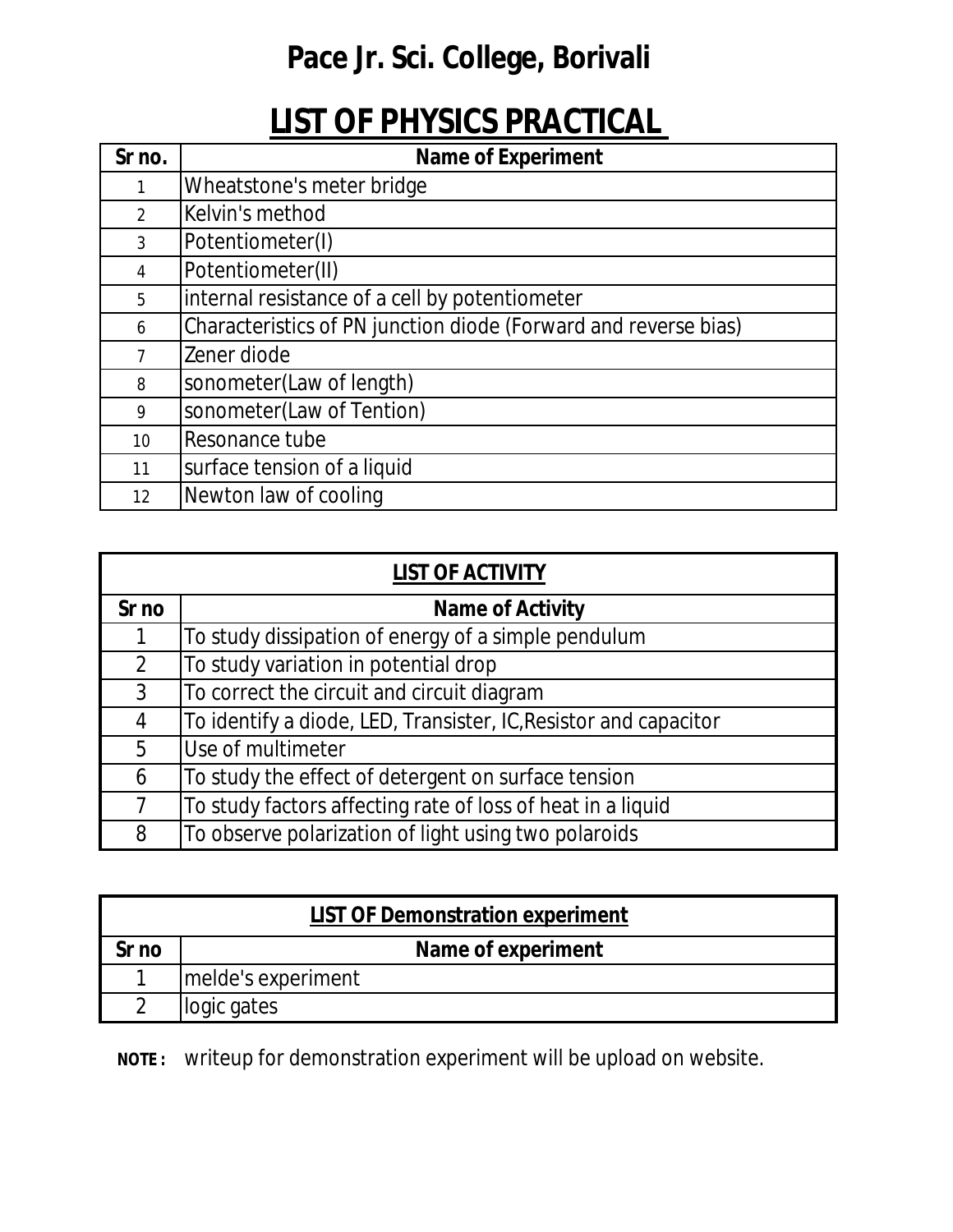# Pace Jr. Sci. College, Borivali

## LIST OF PHYSICS PRACTICAL

| Sr no. | Name of Experiment |
|---|---|
| 1 | Wheatstone's meter bridge |
| 2 | Kelvin's method |
| 3 | Potentiometer(I) |
| 4 | Potentiometer(II) |
| 5 | internal resistance of a cell by potentiometer |
| 6 | Characteristics of PN junction diode (Forward and reverse bias) |
| 7 | Zener diode |
| 8 | sonometer(Law of length) |
| 9 | sonometer(Law of Tention) |
| 10 | Resonance tube |
| 11 | surface tension of a liquid |
| 12 | Newton law of cooling |

| LIST OF ACTIVITY | |
|---|---|
| **Sr no** | **Name of Activity** |
| 1 | To study dissipation of energy of a simple pendulum |
| 2 | To study variation in potential drop |
| 3 | To correct the circuit and circuit diagram |
| 4 | To identify a diode, LED, Transister, IC,Resistor and capacitor |
| 5 | Use of multimeter |
| 6 | To study the effect of detergent on surface tension |
| 7 | To study factors affecting rate of loss of heat in a liquid |
| 8 | To observe polarization of light using two polaroids |

| LIST OF Demonstration experiment | |
|---|---|
| **Sr no** | **Name of experiment** |
| 1 | melde's experiment |
| 2 | logic gates |

**NOTE :** writeup for demonstration experiment will be upload on website.